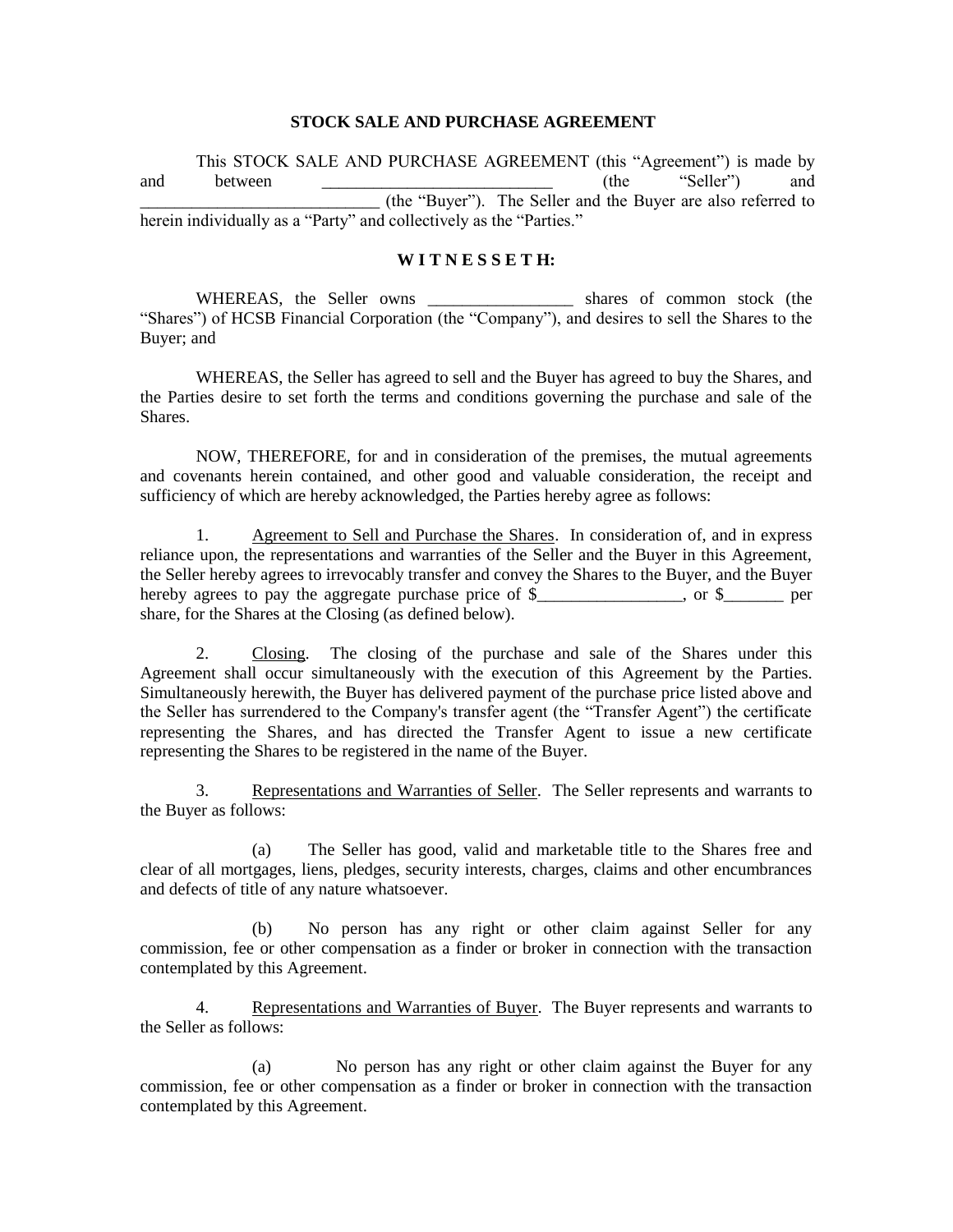# STOCK SALE AND PURCHASE AGREEMENT

This STOCK SALE AND PURCHASE AGREEMENT (this "Agreement") is made by and between ___________________________ (the "Seller") and ____________________________ (the "Buyer"). The Seller and the Buyer are also referred to herein individually as a "Party" and collectively as the "Parties."

**W I T N E S S E T H:**

WHEREAS, the Seller owns _________________ shares of common stock (the "Shares") of HCSB Financial Corporation (the "Company"), and desires to sell the Shares to the Buyer; and

WHEREAS, the Seller has agreed to sell and the Buyer has agreed to buy the Shares, and the Parties desire to set forth the terms and conditions governing the purchase and sale of the Shares.

NOW, THEREFORE, for and in consideration of the premises, the mutual agreements and covenants herein contained, and other good and valuable consideration, the receipt and sufficiency of which are hereby acknowledged, the Parties hereby agree as follows:

1. Agreement to Sell and Purchase the Shares. In consideration of, and in express reliance upon, the representations and warranties of the Seller and the Buyer in this Agreement, the Seller hereby agrees to irrevocably transfer and convey the Shares to the Buyer, and the Buyer hereby agrees to pay the aggregate purchase price of $_________________, or $_______ per share, for the Shares at the Closing (as defined below).

2. Closing. The closing of the purchase and sale of the Shares under this Agreement shall occur simultaneously with the execution of this Agreement by the Parties. Simultaneously herewith, the Buyer has delivered payment of the purchase price listed above and the Seller has surrendered to the Company's transfer agent (the "Transfer Agent") the certificate representing the Shares, and has directed the Transfer Agent to issue a new certificate representing the Shares to be registered in the name of the Buyer.

3. Representations and Warranties of Seller. The Seller represents and warrants to the Buyer as follows:

   (a) The Seller has good, valid and marketable title to the Shares free and clear of all mortgages, liens, pledges, security interests, charges, claims and other encumbrances and defects of title of any nature whatsoever.

   (b) No person has any right or other claim against Seller for any commission, fee or other compensation as a finder or broker in connection with the transaction contemplated by this Agreement.

4. Representations and Warranties of Buyer. The Buyer represents and warrants to the Seller as follows:

   (a) No person has any right or other claim against the Buyer for any commission, fee or other compensation as a finder or broker in connection with the transaction contemplated by this Agreement.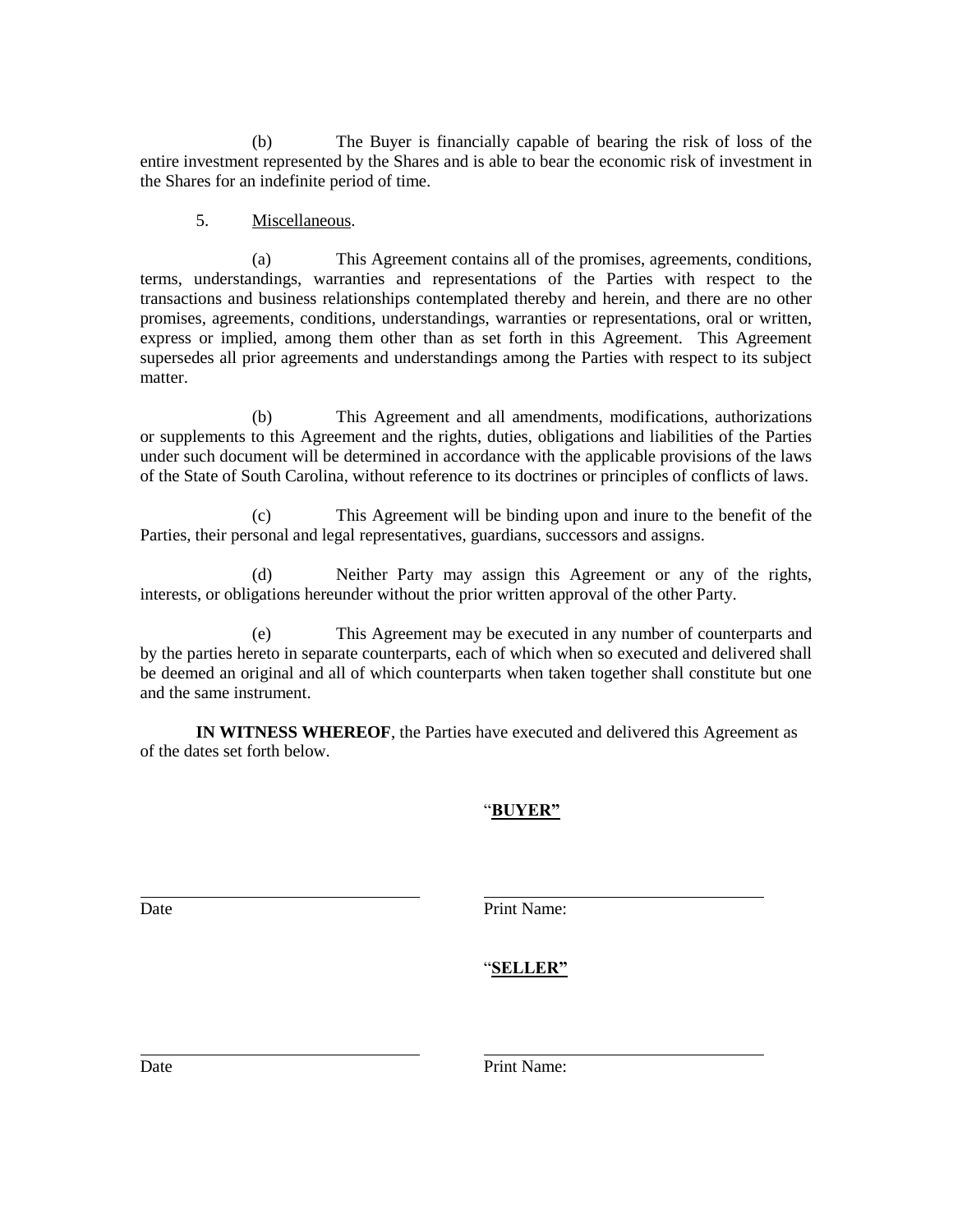(b) The Buyer is financially capable of bearing the risk of loss of the entire investment represented by the Shares and is able to bear the economic risk of investment in the Shares for an indefinite period of time.

5. Miscellaneous.

(a) This Agreement contains all of the promises, agreements, conditions, terms, understandings, warranties and representations of the Parties with respect to the transactions and business relationships contemplated thereby and herein, and there are no other promises, agreements, conditions, understandings, warranties or representations, oral or written, express or implied, among them other than as set forth in this Agreement. This Agreement supersedes all prior agreements and understandings among the Parties with respect to its subject matter.

(b) This Agreement and all amendments, modifications, authorizations or supplements to this Agreement and the rights, duties, obligations and liabilities of the Parties under such document will be determined in accordance with the applicable provisions of the laws of the State of South Carolina, without reference to its doctrines or principles of conflicts of laws.

(c) This Agreement will be binding upon and inure to the benefit of the Parties, their personal and legal representatives, guardians, successors and assigns.

(d) Neither Party may assign this Agreement or any of the rights, interests, or obligations hereunder without the prior written approval of the other Party.

(e) This Agreement may be executed in any number of counterparts and by the parties hereto in separate counterparts, each of which when so executed and delivered shall be deemed an original and all of which counterparts when taken together shall constitute but one and the same instrument.

**IN WITNESS WHEREOF**, the Parties have executed and delivered this Agreement as of the dates set forth below.

"**BUYER**"

______________________________ ______________________________

Date Print Name:

"**SELLER**"

______________________________ ______________________________

Date Print Name: